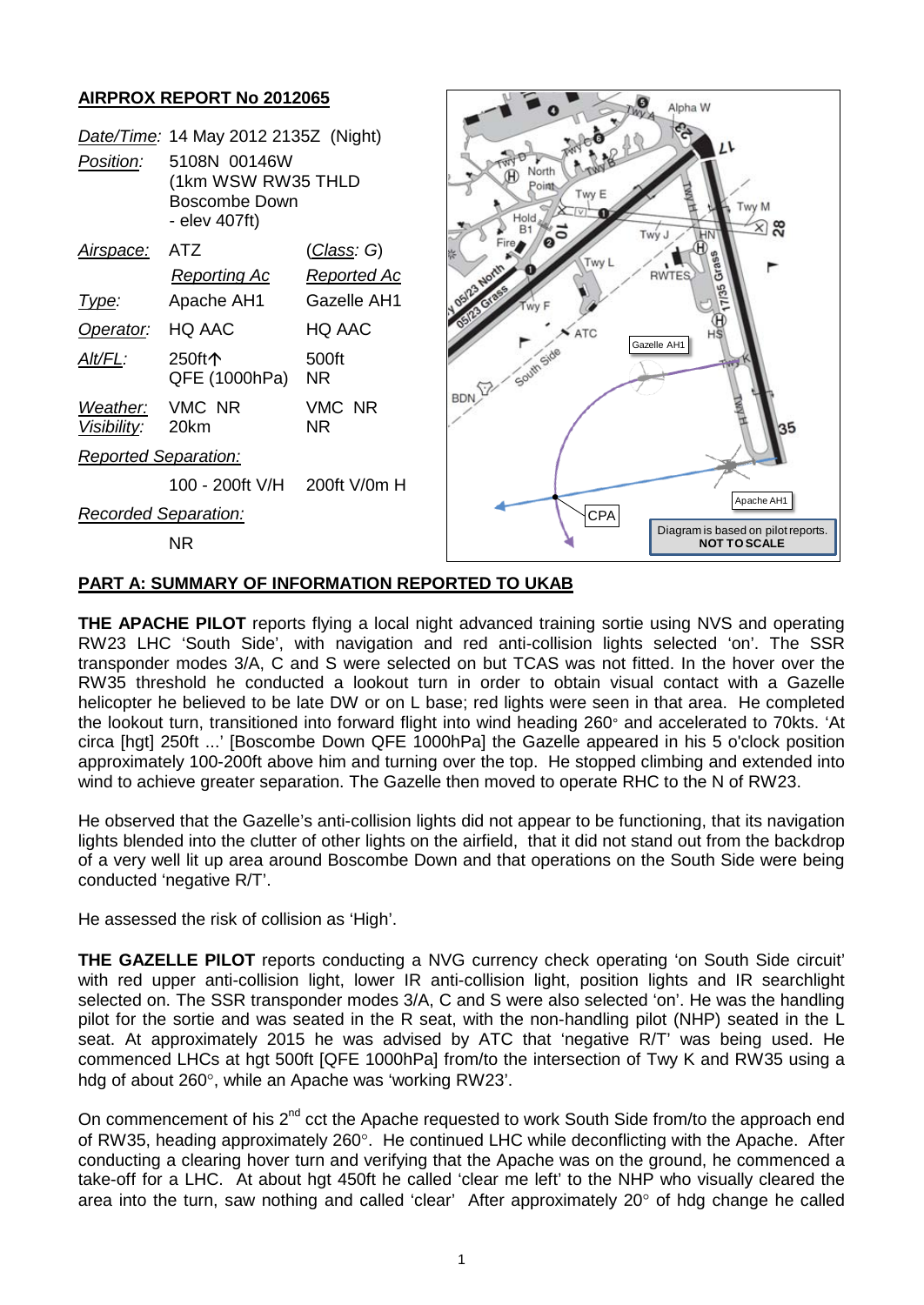## AIRPROX REPORT No 2012065

| | | |
|---|---|---|
| *Date/Time:* | 14 May 2012 2135Z (Night) | |
| *Position:* | 5108N 00146W (1km WSW RW35 THLD Boscombe Down - elev 407ft) | |
| *Airspace:* | ATZ | (*Class*: G) |
| | *Reporting Ac* | *Reported Ac* |
| *Type:* | Apache AH1 | Gazelle AH1 |
| *Operator:* | HQ AAC | HQ AAC |
| *Alt/FL:* | 250ft↑ QFE (1000hPa) | 500ft NR |
| *Weather:* | VMC NR | VMC NR |
| *Visibility:* | 20km | NR |
| *Reported Separation:* | | |
| | 100 - 200ft V/H | 200ft V/0m H |
| *Recorded Separation:* | | |
| | NR | |

Diagram is based on pilot reports. **NOT TO SCALE**

## PART A: SUMMARY OF INFORMATION REPORTED TO UKAB

**THE APACHE PILOT** reports flying a local night advanced training sortie using NVS and operating RW23 LHC 'South Side', with navigation and red anti-collision lights selected 'on'. The SSR transponder modes 3/A, C and S were selected on but TCAS was not fitted. In the hover over the RW35 threshold he conducted a lookout turn in order to obtain visual contact with a Gazelle helicopter he believed to be late DW or on L base; red lights were seen in that area. He completed the lookout turn, transitioned into forward flight into wind heading 260° and accelerated to 70kts. 'At circa [hgt] 250ft ...' [Boscombe Down QFE 1000hPa] the Gazelle appeared in his 5 o'clock position approximately 100-200ft above him and turning over the top. He stopped climbing and extended into wind to achieve greater separation. The Gazelle then moved to operate RHC to the N of RW23.

He observed that the Gazelle's anti-collision lights did not appear to be functioning, that its navigation lights blended into the clutter of other lights on the airfield, that it did not stand out from the backdrop of a very well lit up area around Boscombe Down and that operations on the South Side were being conducted 'negative R/T'.

He assessed the risk of collision as 'High'.

**THE GAZELLE PILOT** reports conducting a NVG currency check operating 'on South Side circuit' with red upper anti-collision light, lower IR anti-collision light, position lights and IR searchlight selected on. The SSR transponder modes 3/A, C and S were also selected 'on'. He was the handling pilot for the sortie and was seated in the R seat, with the non-handling pilot (NHP) seated in the L seat. At approximately 2015 he was advised by ATC that 'negative R/T' was being used. He commenced LHCs at hgt 500ft [QFE 1000hPa] from/to the intersection of Twy K and RW35 using a hdg of about 260°, while an Apache was 'working RW23'.

On commencement of his 2nd cct the Apache requested to work South Side from/to the approach end of RW35, heading approximately 260°. He continued LHC while deconflicting with the Apache. After conducting a clearing hover turn and verifying that the Apache was on the ground, he commenced a take-off for a LHC. At about hgt 450ft he called 'clear me left' to the NHP who visually cleared the area into the turn, saw nothing and called 'clear' After approximately 20° of hdg change he called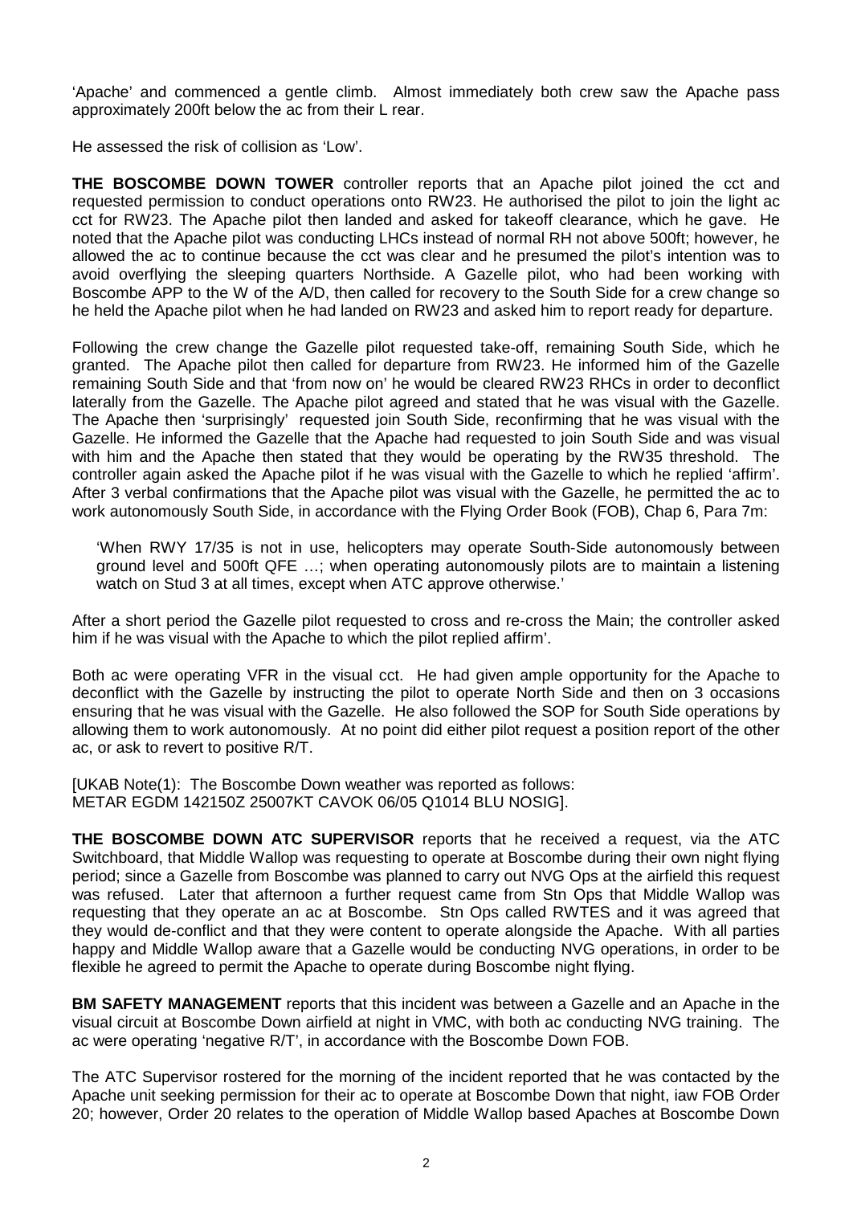'Apache' and commenced a gentle climb. Almost immediately both crew saw the Apache pass approximately 200ft below the ac from their L rear.

He assessed the risk of collision as 'Low'.

**THE BOSCOMBE DOWN TOWER** controller reports that an Apache pilot joined the cct and requested permission to conduct operations onto RW23. He authorised the pilot to join the light ac cct for RW23. The Apache pilot then landed and asked for takeoff clearance, which he gave. He noted that the Apache pilot was conducting LHCs instead of normal RH not above 500ft; however, he allowed the ac to continue because the cct was clear and he presumed the pilot's intention was to avoid overflying the sleeping quarters Northside. A Gazelle pilot, who had been working with Boscombe APP to the W of the A/D, then called for recovery to the South Side for a crew change so he held the Apache pilot when he had landed on RW23 and asked him to report ready for departure.

Following the crew change the Gazelle pilot requested take-off, remaining South Side, which he granted. The Apache pilot then called for departure from RW23. He informed him of the Gazelle remaining South Side and that 'from now on' he would be cleared RW23 RHCs in order to deconflict laterally from the Gazelle. The Apache pilot agreed and stated that he was visual with the Gazelle. The Apache then 'surprisingly' requested join South Side, reconfirming that he was visual with the Gazelle. He informed the Gazelle that the Apache had requested to join South Side and was visual with him and the Apache then stated that they would be operating by the RW35 threshold. The controller again asked the Apache pilot if he was visual with the Gazelle to which he replied 'affirm'. After 3 verbal confirmations that the Apache pilot was visual with the Gazelle, he permitted the ac to work autonomously South Side, in accordance with the Flying Order Book (FOB), Chap 6, Para 7m:

> 'When RWY 17/35 is not in use, helicopters may operate South-Side autonomously between ground level and 500ft QFE …; when operating autonomously pilots are to maintain a listening watch on Stud 3 at all times, except when ATC approve otherwise.'

After a short period the Gazelle pilot requested to cross and re-cross the Main; the controller asked him if he was visual with the Apache to which the pilot replied affirm'.

Both ac were operating VFR in the visual cct. He had given ample opportunity for the Apache to deconflict with the Gazelle by instructing the pilot to operate North Side and then on 3 occasions ensuring that he was visual with the Gazelle. He also followed the SOP for South Side operations by allowing them to work autonomously. At no point did either pilot request a position report of the other ac, or ask to revert to positive R/T.

[UKAB Note(1): The Boscombe Down weather was reported as follows: METAR EGDM 142150Z 25007KT CAVOK 06/05 Q1014 BLU NOSIG].

**THE BOSCOMBE DOWN ATC SUPERVISOR** reports that he received a request, via the ATC Switchboard, that Middle Wallop was requesting to operate at Boscombe during their own night flying period; since a Gazelle from Boscombe was planned to carry out NVG Ops at the airfield this request was refused. Later that afternoon a further request came from Stn Ops that Middle Wallop was requesting that they operate an ac at Boscombe. Stn Ops called RWTES and it was agreed that they would de-conflict and that they were content to operate alongside the Apache. With all parties happy and Middle Wallop aware that a Gazelle would be conducting NVG operations, in order to be flexible he agreed to permit the Apache to operate during Boscombe night flying.

**BM SAFETY MANAGEMENT** reports that this incident was between a Gazelle and an Apache in the visual circuit at Boscombe Down airfield at night in VMC, with both ac conducting NVG training. The ac were operating 'negative R/T', in accordance with the Boscombe Down FOB.

The ATC Supervisor rostered for the morning of the incident reported that he was contacted by the Apache unit seeking permission for their ac to operate at Boscombe Down that night, iaw FOB Order 20; however, Order 20 relates to the operation of Middle Wallop based Apaches at Boscombe Down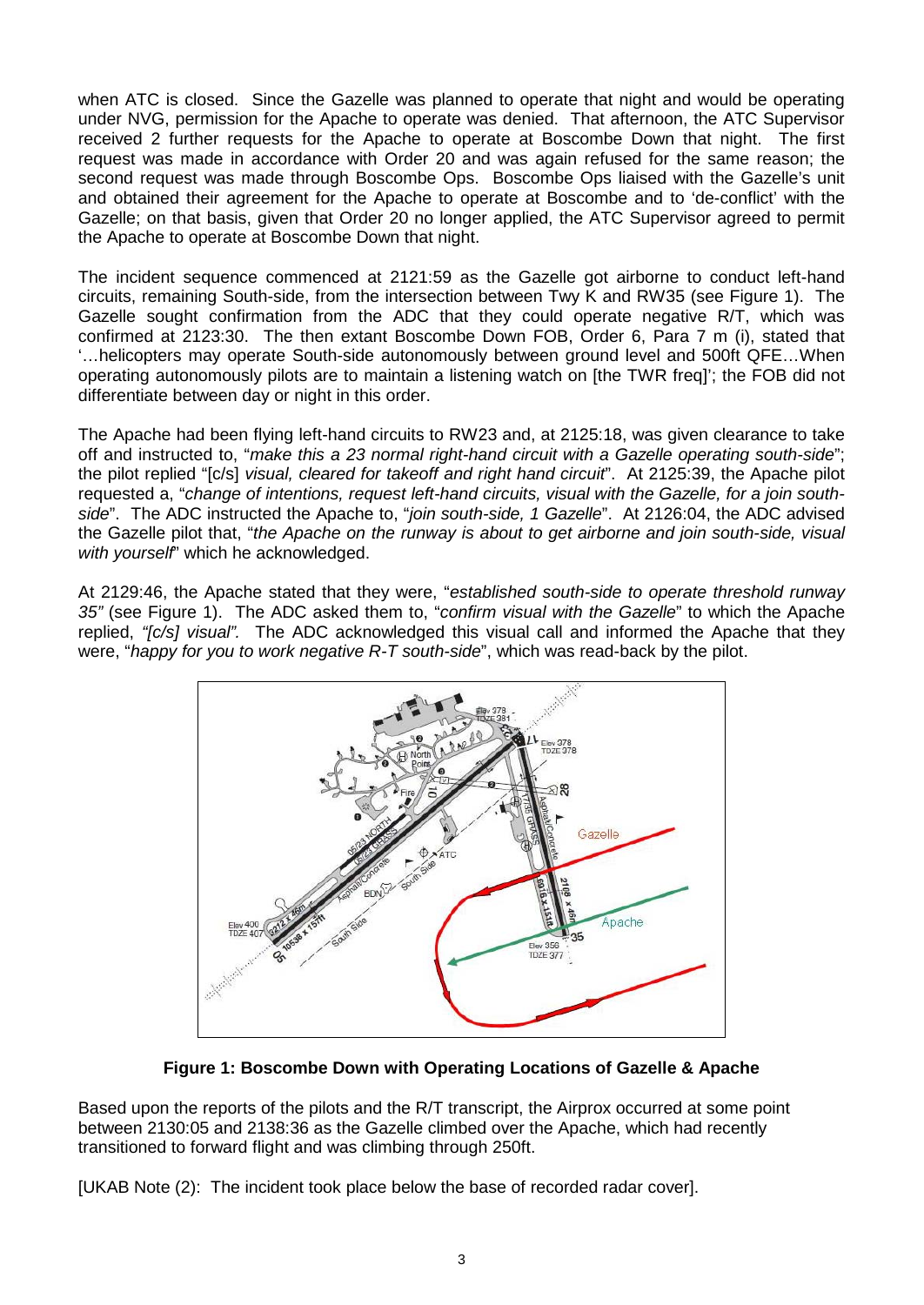when ATC is closed. Since the Gazelle was planned to operate that night and would be operating under NVG, permission for the Apache to operate was denied. That afternoon, the ATC Supervisor received 2 further requests for the Apache to operate at Boscombe Down that night. The first request was made in accordance with Order 20 and was again refused for the same reason; the second request was made through Boscombe Ops. Boscombe Ops liaised with the Gazelle's unit and obtained their agreement for the Apache to operate at Boscombe and to 'de-conflict' with the Gazelle; on that basis, given that Order 20 no longer applied, the ATC Supervisor agreed to permit the Apache to operate at Boscombe Down that night.

The incident sequence commenced at 2121:59 as the Gazelle got airborne to conduct left-hand circuits, remaining South-side, from the intersection between Twy K and RW35 (see Figure 1). The Gazelle sought confirmation from the ADC that they could operate negative R/T, which was confirmed at 2123:30. The then extant Boscombe Down FOB, Order 6, Para 7 m (i), stated that '…helicopters may operate South-side autonomously between ground level and 500ft QFE…When operating autonomously pilots are to maintain a listening watch on [the TWR freq]'; the FOB did not differentiate between day or night in this order.

The Apache had been flying left-hand circuits to RW23 and, at 2125:18, was given clearance to take off and instructed to, "*make this a 23 normal right-hand circuit with a Gazelle operating south-side*"; the pilot replied "[c/s] *visual, cleared for takeoff and right hand circuit*". At 2125:39, the Apache pilot requested a, "*change of intentions, request left-hand circuits, visual with the Gazelle, for a join south-side*". The ADC instructed the Apache to, "*join south-side, 1 Gazelle*". At 2126:04, the ADC advised the Gazelle pilot that, "*the Apache on the runway is about to get airborne and join south-side, visual with yourself*" which he acknowledged.

At 2129:46, the Apache stated that they were, "*established south-side to operate threshold runway 35"* (see Figure 1). The ADC asked them to, "*confirm visual with the Gazelle*" to which the Apache replied, *"[c/s] visual".* The ADC acknowledged this visual call and informed the Apache that they were, "*happy for you to work negative R-T south-side*", which was read-back by the pilot.

**Figure 1: Boscombe Down with Operating Locations of Gazelle & Apache**

Based upon the reports of the pilots and the R/T transcript, the Airprox occurred at some point between 2130:05 and 2138:36 as the Gazelle climbed over the Apache, which had recently transitioned to forward flight and was climbing through 250ft.

[UKAB Note (2): The incident took place below the base of recorded radar cover].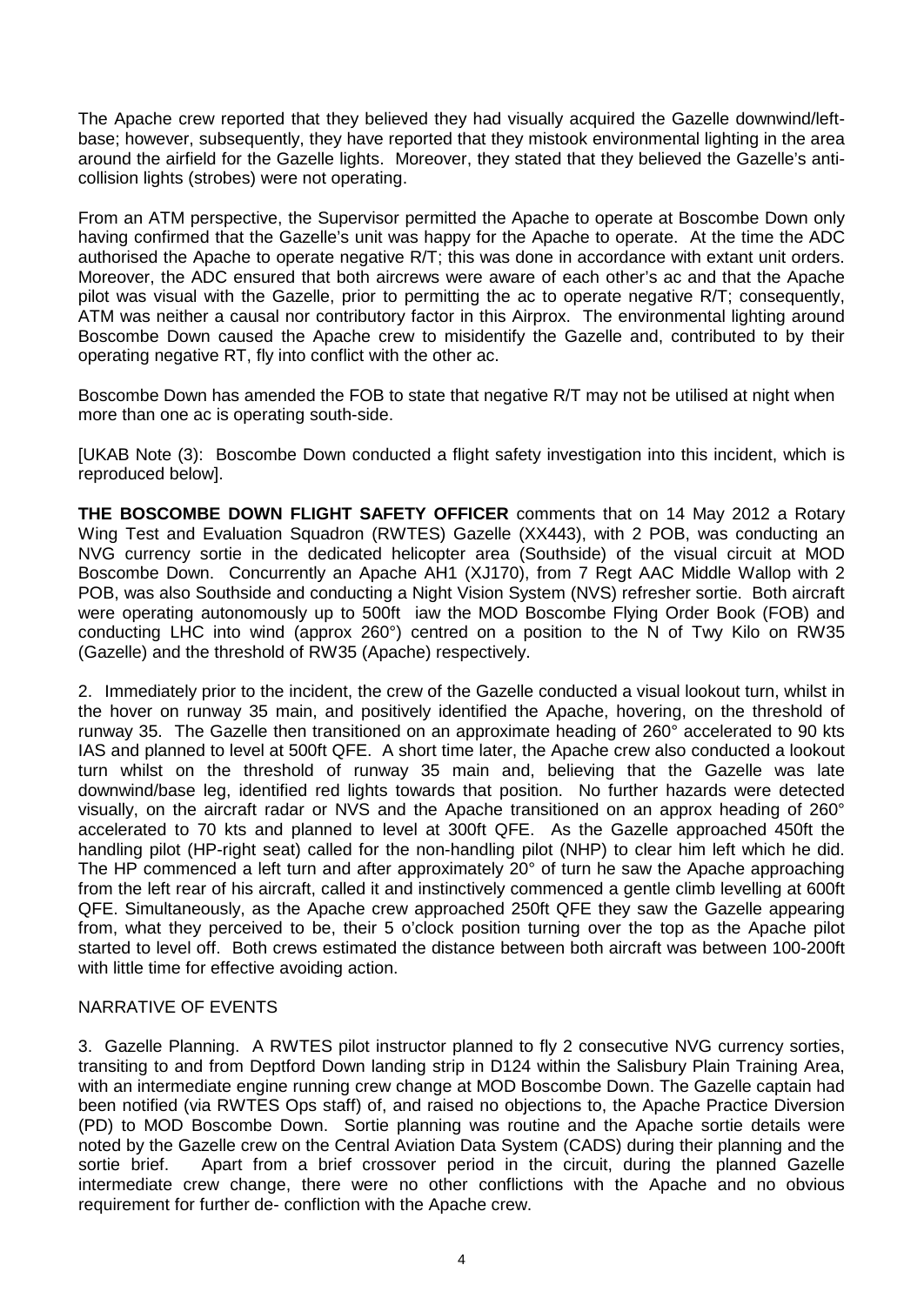The Apache crew reported that they believed they had visually acquired the Gazelle downwind/left-base; however, subsequently, they have reported that they mistook environmental lighting in the area around the airfield for the Gazelle lights. Moreover, they stated that they believed the Gazelle's anti-collision lights (strobes) were not operating.

From an ATM perspective, the Supervisor permitted the Apache to operate at Boscombe Down only having confirmed that the Gazelle's unit was happy for the Apache to operate. At the time the ADC authorised the Apache to operate negative R/T; this was done in accordance with extant unit orders. Moreover, the ADC ensured that both aircrews were aware of each other's ac and that the Apache pilot was visual with the Gazelle, prior to permitting the ac to operate negative R/T; consequently, ATM was neither a causal nor contributory factor in this Airprox. The environmental lighting around Boscombe Down caused the Apache crew to misidentify the Gazelle and, contributed to by their operating negative RT, fly into conflict with the other ac.

Boscombe Down has amended the FOB to state that negative R/T may not be utilised at night when more than one ac is operating south-side.

[UKAB Note (3): Boscombe Down conducted a flight safety investigation into this incident, which is reproduced below].

**THE BOSCOMBE DOWN FLIGHT SAFETY OFFICER** comments that on 14 May 2012 a Rotary Wing Test and Evaluation Squadron (RWTES) Gazelle (XX443), with 2 POB, was conducting an NVG currency sortie in the dedicated helicopter area (Southside) of the visual circuit at MOD Boscombe Down. Concurrently an Apache AH1 (XJ170), from 7 Regt AAC Middle Wallop with 2 POB, was also Southside and conducting a Night Vision System (NVS) refresher sortie. Both aircraft were operating autonomously up to 500ft iaw the MOD Boscombe Flying Order Book (FOB) and conducting LHC into wind (approx 260°) centred on a position to the N of Twy Kilo on RW35 (Gazelle) and the threshold of RW35 (Apache) respectively.

2. Immediately prior to the incident, the crew of the Gazelle conducted a visual lookout turn, whilst in the hover on runway 35 main, and positively identified the Apache, hovering, on the threshold of runway 35. The Gazelle then transitioned on an approximate heading of 260° accelerated to 90 kts IAS and planned to level at 500ft QFE. A short time later, the Apache crew also conducted a lookout turn whilst on the threshold of runway 35 main and, believing that the Gazelle was late downwind/base leg, identified red lights towards that position. No further hazards were detected visually, on the aircraft radar or NVS and the Apache transitioned on an approx heading of 260° accelerated to 70 kts and planned to level at 300ft QFE. As the Gazelle approached 450ft the handling pilot (HP-right seat) called for the non-handling pilot (NHP) to clear him left which he did. The HP commenced a left turn and after approximately 20° of turn he saw the Apache approaching from the left rear of his aircraft, called it and instinctively commenced a gentle climb levelling at 600ft QFE. Simultaneously, as the Apache crew approached 250ft QFE they saw the Gazelle appearing from, what they perceived to be, their 5 o'clock position turning over the top as the Apache pilot started to level off. Both crews estimated the distance between both aircraft was between 100-200ft with little time for effective avoiding action.

NARRATIVE OF EVENTS

3. Gazelle Planning. A RWTES pilot instructor planned to fly 2 consecutive NVG currency sorties, transiting to and from Deptford Down landing strip in D124 within the Salisbury Plain Training Area, with an intermediate engine running crew change at MOD Boscombe Down. The Gazelle captain had been notified (via RWTES Ops staff) of, and raised no objections to, the Apache Practice Diversion (PD) to MOD Boscombe Down. Sortie planning was routine and the Apache sortie details were noted by the Gazelle crew on the Central Aviation Data System (CADS) during their planning and the sortie brief. Apart from a brief crossover period in the circuit, during the planned Gazelle intermediate crew change, there were no other conflictions with the Apache and no obvious requirement for further de- confliction with the Apache crew.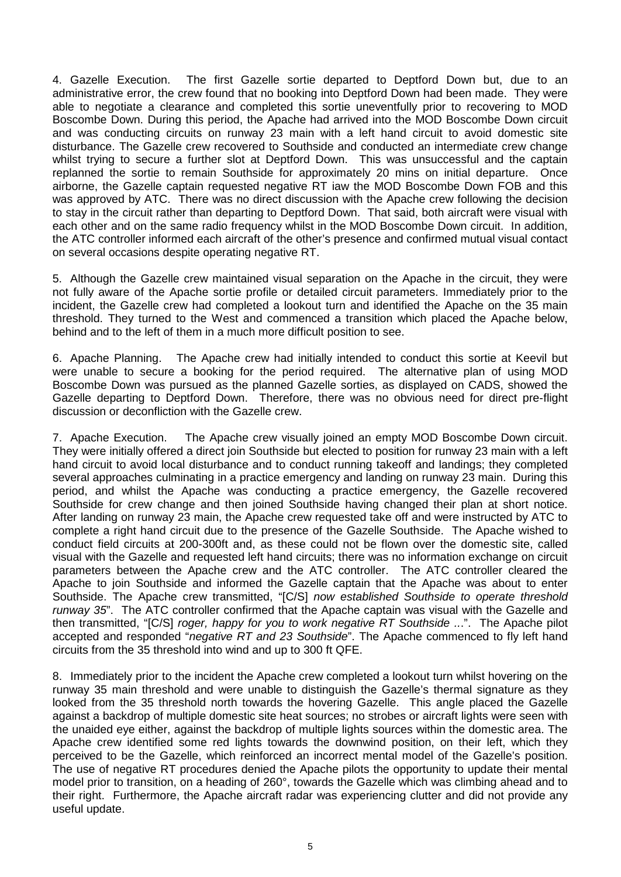4. Gazelle Execution. The first Gazelle sortie departed to Deptford Down but, due to an administrative error, the crew found that no booking into Deptford Down had been made. They were able to negotiate a clearance and completed this sortie uneventfully prior to recovering to MOD Boscombe Down. During this period, the Apache had arrived into the MOD Boscombe Down circuit and was conducting circuits on runway 23 main with a left hand circuit to avoid domestic site disturbance. The Gazelle crew recovered to Southside and conducted an intermediate crew change whilst trying to secure a further slot at Deptford Down. This was unsuccessful and the captain replanned the sortie to remain Southside for approximately 20 mins on initial departure. Once airborne, the Gazelle captain requested negative RT iaw the MOD Boscombe Down FOB and this was approved by ATC. There was no direct discussion with the Apache crew following the decision to stay in the circuit rather than departing to Deptford Down. That said, both aircraft were visual with each other and on the same radio frequency whilst in the MOD Boscombe Down circuit. In addition, the ATC controller informed each aircraft of the other's presence and confirmed mutual visual contact on several occasions despite operating negative RT.

5. Although the Gazelle crew maintained visual separation on the Apache in the circuit, they were not fully aware of the Apache sortie profile or detailed circuit parameters. Immediately prior to the incident, the Gazelle crew had completed a lookout turn and identified the Apache on the 35 main threshold. They turned to the West and commenced a transition which placed the Apache below, behind and to the left of them in a much more difficult position to see.

6. Apache Planning. The Apache crew had initially intended to conduct this sortie at Keevil but were unable to secure a booking for the period required. The alternative plan of using MOD Boscombe Down was pursued as the planned Gazelle sorties, as displayed on CADS, showed the Gazelle departing to Deptford Down. Therefore, there was no obvious need for direct pre-flight discussion or deconfliction with the Gazelle crew.

7. Apache Execution. The Apache crew visually joined an empty MOD Boscombe Down circuit. They were initially offered a direct join Southside but elected to position for runway 23 main with a left hand circuit to avoid local disturbance and to conduct running takeoff and landings; they completed several approaches culminating in a practice emergency and landing on runway 23 main. During this period, and whilst the Apache was conducting a practice emergency, the Gazelle recovered Southside for crew change and then joined Southside having changed their plan at short notice. After landing on runway 23 main, the Apache crew requested take off and were instructed by ATC to complete a right hand circuit due to the presence of the Gazelle Southside. The Apache wished to conduct field circuits at 200-300ft and, as these could not be flown over the domestic site, called visual with the Gazelle and requested left hand circuits; there was no information exchange on circuit parameters between the Apache crew and the ATC controller. The ATC controller cleared the Apache to join Southside and informed the Gazelle captain that the Apache was about to enter Southside. The Apache crew transmitted, "[C/S] *now established Southside to operate threshold runway 35*". The ATC controller confirmed that the Apache captain was visual with the Gazelle and then transmitted, "[C/S] *roger, happy for you to work negative RT Southside* ...". The Apache pilot accepted and responded "*negative RT and 23 Southside*". The Apache commenced to fly left hand circuits from the 35 threshold into wind and up to 300 ft QFE.

8. Immediately prior to the incident the Apache crew completed a lookout turn whilst hovering on the runway 35 main threshold and were unable to distinguish the Gazelle's thermal signature as they looked from the 35 threshold north towards the hovering Gazelle. This angle placed the Gazelle against a backdrop of multiple domestic site heat sources; no strobes or aircraft lights were seen with the unaided eye either, against the backdrop of multiple lights sources within the domestic area. The Apache crew identified some red lights towards the downwind position, on their left, which they perceived to be the Gazelle, which reinforced an incorrect mental model of the Gazelle's position. The use of negative RT procedures denied the Apache pilots the opportunity to update their mental model prior to transition, on a heading of 260°, towards the Gazelle which was climbing ahead and to their right. Furthermore, the Apache aircraft radar was experiencing clutter and did not provide any useful update.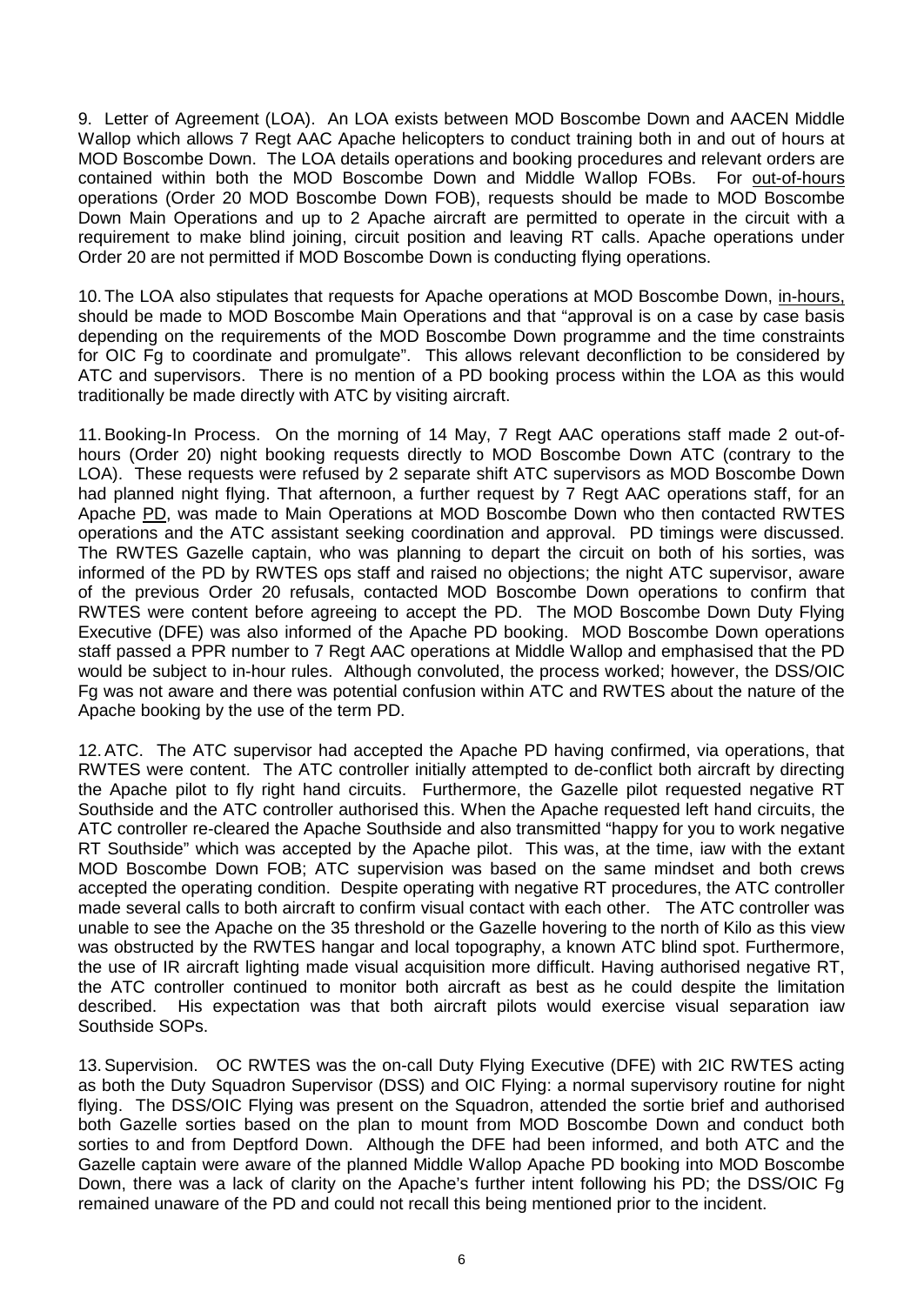9. Letter of Agreement (LOA). An LOA exists between MOD Boscombe Down and AACEN Middle Wallop which allows 7 Regt AAC Apache helicopters to conduct training both in and out of hours at MOD Boscombe Down. The LOA details operations and booking procedures and relevant orders are contained within both the MOD Boscombe Down and Middle Wallop FOBs. For out-of-hours operations (Order 20 MOD Boscombe Down FOB), requests should be made to MOD Boscombe Down Main Operations and up to 2 Apache aircraft are permitted to operate in the circuit with a requirement to make blind joining, circuit position and leaving RT calls. Apache operations under Order 20 are not permitted if MOD Boscombe Down is conducting flying operations.

10. The LOA also stipulates that requests for Apache operations at MOD Boscombe Down, in-hours, should be made to MOD Boscombe Main Operations and that "approval is on a case by case basis depending on the requirements of the MOD Boscombe Down programme and the time constraints for OIC Fg to coordinate and promulgate". This allows relevant deconfliction to be considered by ATC and supervisors. There is no mention of a PD booking process within the LOA as this would traditionally be made directly with ATC by visiting aircraft.

11. Booking-In Process. On the morning of 14 May, 7 Regt AAC operations staff made 2 out-of-hours (Order 20) night booking requests directly to MOD Boscombe Down ATC (contrary to the LOA). These requests were refused by 2 separate shift ATC supervisors as MOD Boscombe Down had planned night flying. That afternoon, a further request by 7 Regt AAC operations staff, for an Apache PD, was made to Main Operations at MOD Boscombe Down who then contacted RWTES operations and the ATC assistant seeking coordination and approval. PD timings were discussed. The RWTES Gazelle captain, who was planning to depart the circuit on both of his sorties, was informed of the PD by RWTES ops staff and raised no objections; the night ATC supervisor, aware of the previous Order 20 refusals, contacted MOD Boscombe Down operations to confirm that RWTES were content before agreeing to accept the PD. The MOD Boscombe Down Duty Flying Executive (DFE) was also informed of the Apache PD booking. MOD Boscombe Down operations staff passed a PPR number to 7 Regt AAC operations at Middle Wallop and emphasised that the PD would be subject to in-hour rules. Although convoluted, the process worked; however, the DSS/OIC Fg was not aware and there was potential confusion within ATC and RWTES about the nature of the Apache booking by the use of the term PD.

12. ATC. The ATC supervisor had accepted the Apache PD having confirmed, via operations, that RWTES were content. The ATC controller initially attempted to de-conflict both aircraft by directing the Apache pilot to fly right hand circuits. Furthermore, the Gazelle pilot requested negative RT Southside and the ATC controller authorised this. When the Apache requested left hand circuits, the ATC controller re-cleared the Apache Southside and also transmitted "happy for you to work negative RT Southside" which was accepted by the Apache pilot. This was, at the time, iaw with the extant MOD Boscombe Down FOB; ATC supervision was based on the same mindset and both crews accepted the operating condition. Despite operating with negative RT procedures, the ATC controller made several calls to both aircraft to confirm visual contact with each other. The ATC controller was unable to see the Apache on the 35 threshold or the Gazelle hovering to the north of Kilo as this view was obstructed by the RWTES hangar and local topography, a known ATC blind spot. Furthermore, the use of IR aircraft lighting made visual acquisition more difficult. Having authorised negative RT, the ATC controller continued to monitor both aircraft as best as he could despite the limitation described. His expectation was that both aircraft pilots would exercise visual separation iaw Southside SOPs.

13. Supervision. OC RWTES was the on-call Duty Flying Executive (DFE) with 2IC RWTES acting as both the Duty Squadron Supervisor (DSS) and OIC Flying: a normal supervisory routine for night flying. The DSS/OIC Flying was present on the Squadron, attended the sortie brief and authorised both Gazelle sorties based on the plan to mount from MOD Boscombe Down and conduct both sorties to and from Deptford Down. Although the DFE had been informed, and both ATC and the Gazelle captain were aware of the planned Middle Wallop Apache PD booking into MOD Boscombe Down, there was a lack of clarity on the Apache's further intent following his PD; the DSS/OIC Fg remained unaware of the PD and could not recall this being mentioned prior to the incident.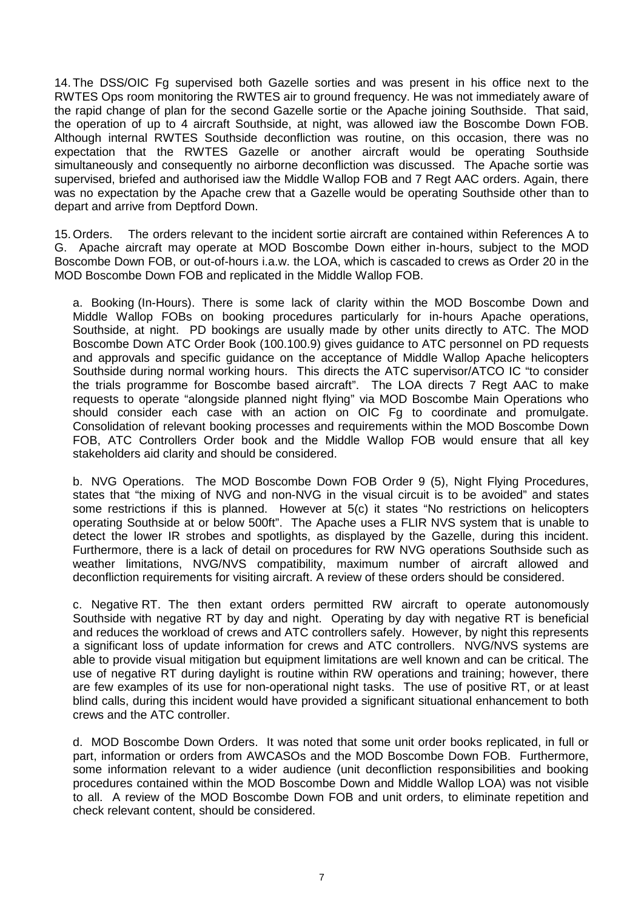14. The DSS/OIC Fg supervised both Gazelle sorties and was present in his office next to the RWTES Ops room monitoring the RWTES air to ground frequency. He was not immediately aware of the rapid change of plan for the second Gazelle sortie or the Apache joining Southside. That said, the operation of up to 4 aircraft Southside, at night, was allowed iaw the Boscombe Down FOB. Although internal RWTES Southside deconfliction was routine, on this occasion, there was no expectation that the RWTES Gazelle or another aircraft would be operating Southside simultaneously and consequently no airborne deconfliction was discussed. The Apache sortie was supervised, briefed and authorised iaw the Middle Wallop FOB and 7 Regt AAC orders. Again, there was no expectation by the Apache crew that a Gazelle would be operating Southside other than to depart and arrive from Deptford Down.

15. Orders. The orders relevant to the incident sortie aircraft are contained within References A to G. Apache aircraft may operate at MOD Boscombe Down either in-hours, subject to the MOD Boscombe Down FOB, or out-of-hours i.a.w. the LOA, which is cascaded to crews as Order 20 in the MOD Boscombe Down FOB and replicated in the Middle Wallop FOB.

a. Booking (In-Hours). There is some lack of clarity within the MOD Boscombe Down and Middle Wallop FOBs on booking procedures particularly for in-hours Apache operations, Southside, at night. PD bookings are usually made by other units directly to ATC. The MOD Boscombe Down ATC Order Book (100.100.9) gives guidance to ATC personnel on PD requests and approvals and specific guidance on the acceptance of Middle Wallop Apache helicopters Southside during normal working hours. This directs the ATC supervisor/ATCO IC "to consider the trials programme for Boscombe based aircraft". The LOA directs 7 Regt AAC to make requests to operate "alongside planned night flying" via MOD Boscombe Main Operations who should consider each case with an action on OIC Fg to coordinate and promulgate. Consolidation of relevant booking processes and requirements within the MOD Boscombe Down FOB, ATC Controllers Order book and the Middle Wallop FOB would ensure that all key stakeholders aid clarity and should be considered.

b. NVG Operations. The MOD Boscombe Down FOB Order 9 (5), Night Flying Procedures, states that "the mixing of NVG and non-NVG in the visual circuit is to be avoided" and states some restrictions if this is planned. However at 5(c) it states "No restrictions on helicopters operating Southside at or below 500ft". The Apache uses a FLIR NVS system that is unable to detect the lower IR strobes and spotlights, as displayed by the Gazelle, during this incident. Furthermore, there is a lack of detail on procedures for RW NVG operations Southside such as weather limitations, NVG/NVS compatibility, maximum number of aircraft allowed and deconfliction requirements for visiting aircraft. A review of these orders should be considered.

c. Negative RT. The then extant orders permitted RW aircraft to operate autonomously Southside with negative RT by day and night. Operating by day with negative RT is beneficial and reduces the workload of crews and ATC controllers safely. However, by night this represents a significant loss of update information for crews and ATC controllers. NVG/NVS systems are able to provide visual mitigation but equipment limitations are well known and can be critical. The use of negative RT during daylight is routine within RW operations and training; however, there are few examples of its use for non-operational night tasks. The use of positive RT, or at least blind calls, during this incident would have provided a significant situational enhancement to both crews and the ATC controller.

d. MOD Boscombe Down Orders. It was noted that some unit order books replicated, in full or part, information or orders from AWCASOs and the MOD Boscombe Down FOB. Furthermore, some information relevant to a wider audience (unit deconfliction responsibilities and booking procedures contained within the MOD Boscombe Down and Middle Wallop LOA) was not visible to all. A review of the MOD Boscombe Down FOB and unit orders, to eliminate repetition and check relevant content, should be considered.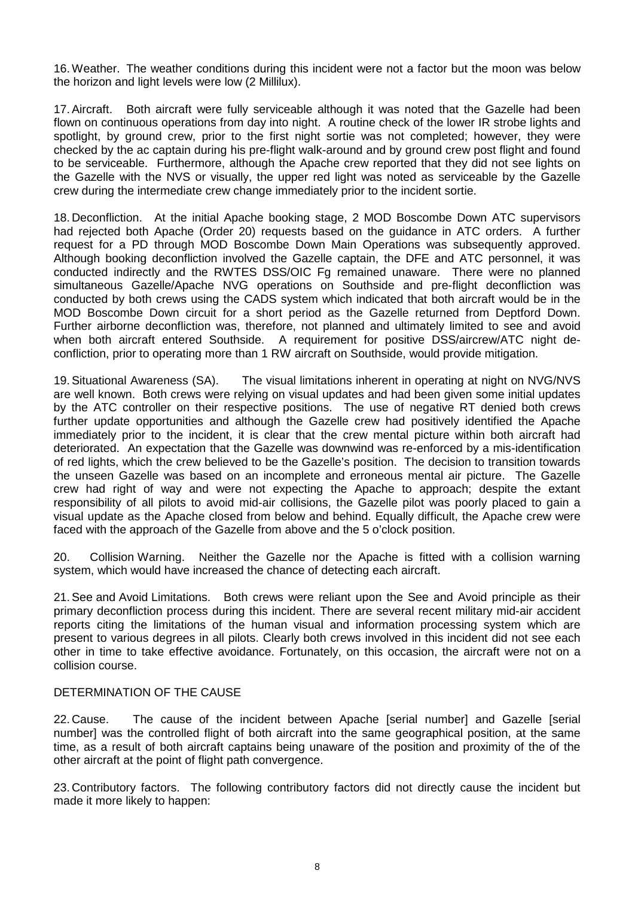16. Weather. The weather conditions during this incident were not a factor but the moon was below the horizon and light levels were low (2 Millilux).

17. Aircraft. Both aircraft were fully serviceable although it was noted that the Gazelle had been flown on continuous operations from day into night. A routine check of the lower IR strobe lights and spotlight, by ground crew, prior to the first night sortie was not completed; however, they were checked by the ac captain during his pre-flight walk-around and by ground crew post flight and found to be serviceable. Furthermore, although the Apache crew reported that they did not see lights on the Gazelle with the NVS or visually, the upper red light was noted as serviceable by the Gazelle crew during the intermediate crew change immediately prior to the incident sortie.

18. Deconfliction. At the initial Apache booking stage, 2 MOD Boscombe Down ATC supervisors had rejected both Apache (Order 20) requests based on the guidance in ATC orders. A further request for a PD through MOD Boscombe Down Main Operations was subsequently approved. Although booking deconfliction involved the Gazelle captain, the DFE and ATC personnel, it was conducted indirectly and the RWTES DSS/OIC Fg remained unaware. There were no planned simultaneous Gazelle/Apache NVG operations on Southside and pre-flight deconfliction was conducted by both crews using the CADS system which indicated that both aircraft would be in the MOD Boscombe Down circuit for a short period as the Gazelle returned from Deptford Down. Further airborne deconfliction was, therefore, not planned and ultimately limited to see and avoid when both aircraft entered Southside. A requirement for positive DSS/aircrew/ATC night de-confliction, prior to operating more than 1 RW aircraft on Southside, would provide mitigation.

19. Situational Awareness (SA). The visual limitations inherent in operating at night on NVG/NVS are well known. Both crews were relying on visual updates and had been given some initial updates by the ATC controller on their respective positions. The use of negative RT denied both crews further update opportunities and although the Gazelle crew had positively identified the Apache immediately prior to the incident, it is clear that the crew mental picture within both aircraft had deteriorated. An expectation that the Gazelle was downwind was re-enforced by a mis-identification of red lights, which the crew believed to be the Gazelle's position. The decision to transition towards the unseen Gazelle was based on an incomplete and erroneous mental air picture. The Gazelle crew had right of way and were not expecting the Apache to approach; despite the extant responsibility of all pilots to avoid mid-air collisions, the Gazelle pilot was poorly placed to gain a visual update as the Apache closed from below and behind. Equally difficult, the Apache crew were faced with the approach of the Gazelle from above and the 5 o'clock position.

20. Collision Warning. Neither the Gazelle nor the Apache is fitted with a collision warning system, which would have increased the chance of detecting each aircraft.

21. See and Avoid Limitations. Both crews were reliant upon the See and Avoid principle as their primary deconfliction process during this incident. There are several recent military mid-air accident reports citing the limitations of the human visual and information processing system which are present to various degrees in all pilots. Clearly both crews involved in this incident did not see each other in time to take effective avoidance. Fortunately, on this occasion, the aircraft were not on a collision course.

## DETERMINATION OF THE CAUSE

22. Cause. The cause of the incident between Apache [serial number] and Gazelle [serial number] was the controlled flight of both aircraft into the same geographical position, at the same time, as a result of both aircraft captains being unaware of the position and proximity of the of the other aircraft at the point of flight path convergence.

23. Contributory factors. The following contributory factors did not directly cause the incident but made it more likely to happen: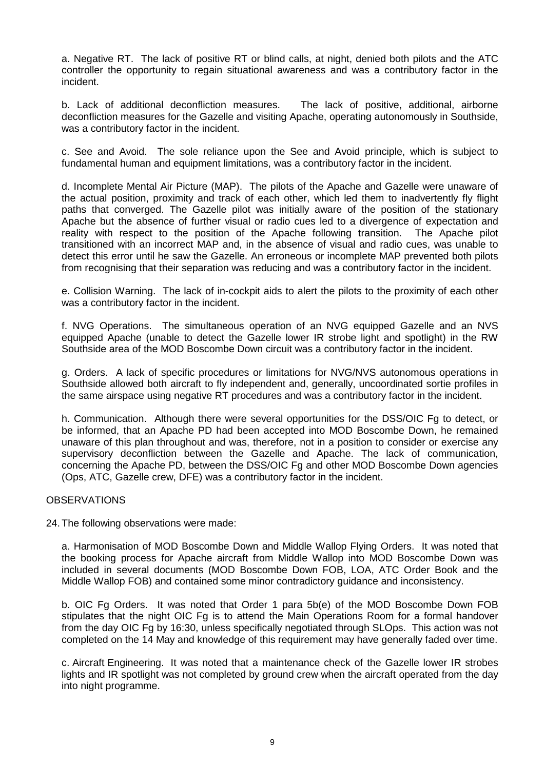a. Negative RT. The lack of positive RT or blind calls, at night, denied both pilots and the ATC controller the opportunity to regain situational awareness and was a contributory factor in the incident.

b. Lack of additional deconfliction measures. The lack of positive, additional, airborne deconfliction measures for the Gazelle and visiting Apache, operating autonomously in Southside, was a contributory factor in the incident.

c. See and Avoid. The sole reliance upon the See and Avoid principle, which is subject to fundamental human and equipment limitations, was a contributory factor in the incident.

d. Incomplete Mental Air Picture (MAP). The pilots of the Apache and Gazelle were unaware of the actual position, proximity and track of each other, which led them to inadvertently fly flight paths that converged. The Gazelle pilot was initially aware of the position of the stationary Apache but the absence of further visual or radio cues led to a divergence of expectation and reality with respect to the position of the Apache following transition. The Apache pilot transitioned with an incorrect MAP and, in the absence of visual and radio cues, was unable to detect this error until he saw the Gazelle. An erroneous or incomplete MAP prevented both pilots from recognising that their separation was reducing and was a contributory factor in the incident.

e. Collision Warning. The lack of in-cockpit aids to alert the pilots to the proximity of each other was a contributory factor in the incident.

f. NVG Operations. The simultaneous operation of an NVG equipped Gazelle and an NVS equipped Apache (unable to detect the Gazelle lower IR strobe light and spotlight) in the RW Southside area of the MOD Boscombe Down circuit was a contributory factor in the incident.

g. Orders. A lack of specific procedures or limitations for NVG/NVS autonomous operations in Southside allowed both aircraft to fly independent and, generally, uncoordinated sortie profiles in the same airspace using negative RT procedures and was a contributory factor in the incident.

h. Communication. Although there were several opportunities for the DSS/OIC Fg to detect, or be informed, that an Apache PD had been accepted into MOD Boscombe Down, he remained unaware of this plan throughout and was, therefore, not in a position to consider or exercise any supervisory deconfliction between the Gazelle and Apache. The lack of communication, concerning the Apache PD, between the DSS/OIC Fg and other MOD Boscombe Down agencies (Ops, ATC, Gazelle crew, DFE) was a contributory factor in the incident.

## OBSERVATIONS

24. The following observations were made:

a. Harmonisation of MOD Boscombe Down and Middle Wallop Flying Orders. It was noted that the booking process for Apache aircraft from Middle Wallop into MOD Boscombe Down was included in several documents (MOD Boscombe Down FOB, LOA, ATC Order Book and the Middle Wallop FOB) and contained some minor contradictory guidance and inconsistency.

b. OIC Fg Orders. It was noted that Order 1 para 5b(e) of the MOD Boscombe Down FOB stipulates that the night OIC Fg is to attend the Main Operations Room for a formal handover from the day OIC Fg by 16:30, unless specifically negotiated through SLOps. This action was not completed on the 14 May and knowledge of this requirement may have generally faded over time.

c. Aircraft Engineering. It was noted that a maintenance check of the Gazelle lower IR strobes lights and IR spotlight was not completed by ground crew when the aircraft operated from the day into night programme.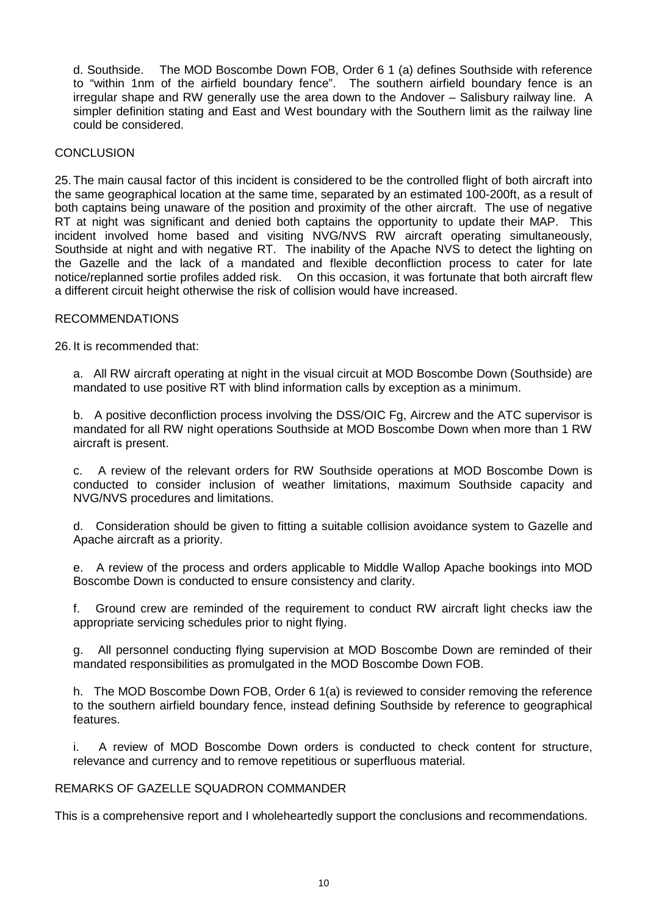d. Southside. The MOD Boscombe Down FOB, Order 6 1 (a) defines Southside with reference to "within 1nm of the airfield boundary fence". The southern airfield boundary fence is an irregular shape and RW generally use the area down to the Andover – Salisbury railway line. A simpler definition stating and East and West boundary with the Southern limit as the railway line could be considered.

## CONCLUSION

25. The main causal factor of this incident is considered to be the controlled flight of both aircraft into the same geographical location at the same time, separated by an estimated 100-200ft, as a result of both captains being unaware of the position and proximity of the other aircraft. The use of negative RT at night was significant and denied both captains the opportunity to update their MAP. This incident involved home based and visiting NVG/NVS RW aircraft operating simultaneously, Southside at night and with negative RT. The inability of the Apache NVS to detect the lighting on the Gazelle and the lack of a mandated and flexible deconfliction process to cater for late notice/replanned sortie profiles added risk. On this occasion, it was fortunate that both aircraft flew a different circuit height otherwise the risk of collision would have increased.

## RECOMMENDATIONS

26. It is recommended that:

a. All RW aircraft operating at night in the visual circuit at MOD Boscombe Down (Southside) are mandated to use positive RT with blind information calls by exception as a minimum.

b. A positive deconfliction process involving the DSS/OIC Fg, Aircrew and the ATC supervisor is mandated for all RW night operations Southside at MOD Boscombe Down when more than 1 RW aircraft is present.

c. A review of the relevant orders for RW Southside operations at MOD Boscombe Down is conducted to consider inclusion of weather limitations, maximum Southside capacity and NVG/NVS procedures and limitations.

d. Consideration should be given to fitting a suitable collision avoidance system to Gazelle and Apache aircraft as a priority.

e. A review of the process and orders applicable to Middle Wallop Apache bookings into MOD Boscombe Down is conducted to ensure consistency and clarity.

f. Ground crew are reminded of the requirement to conduct RW aircraft light checks iaw the appropriate servicing schedules prior to night flying.

g. All personnel conducting flying supervision at MOD Boscombe Down are reminded of their mandated responsibilities as promulgated in the MOD Boscombe Down FOB.

h. The MOD Boscombe Down FOB, Order 6 1(a) is reviewed to consider removing the reference to the southern airfield boundary fence, instead defining Southside by reference to geographical features.

i. A review of MOD Boscombe Down orders is conducted to check content for structure, relevance and currency and to remove repetitious or superfluous material.

## REMARKS OF GAZELLE SQUADRON COMMANDER

This is a comprehensive report and I wholeheartedly support the conclusions and recommendations.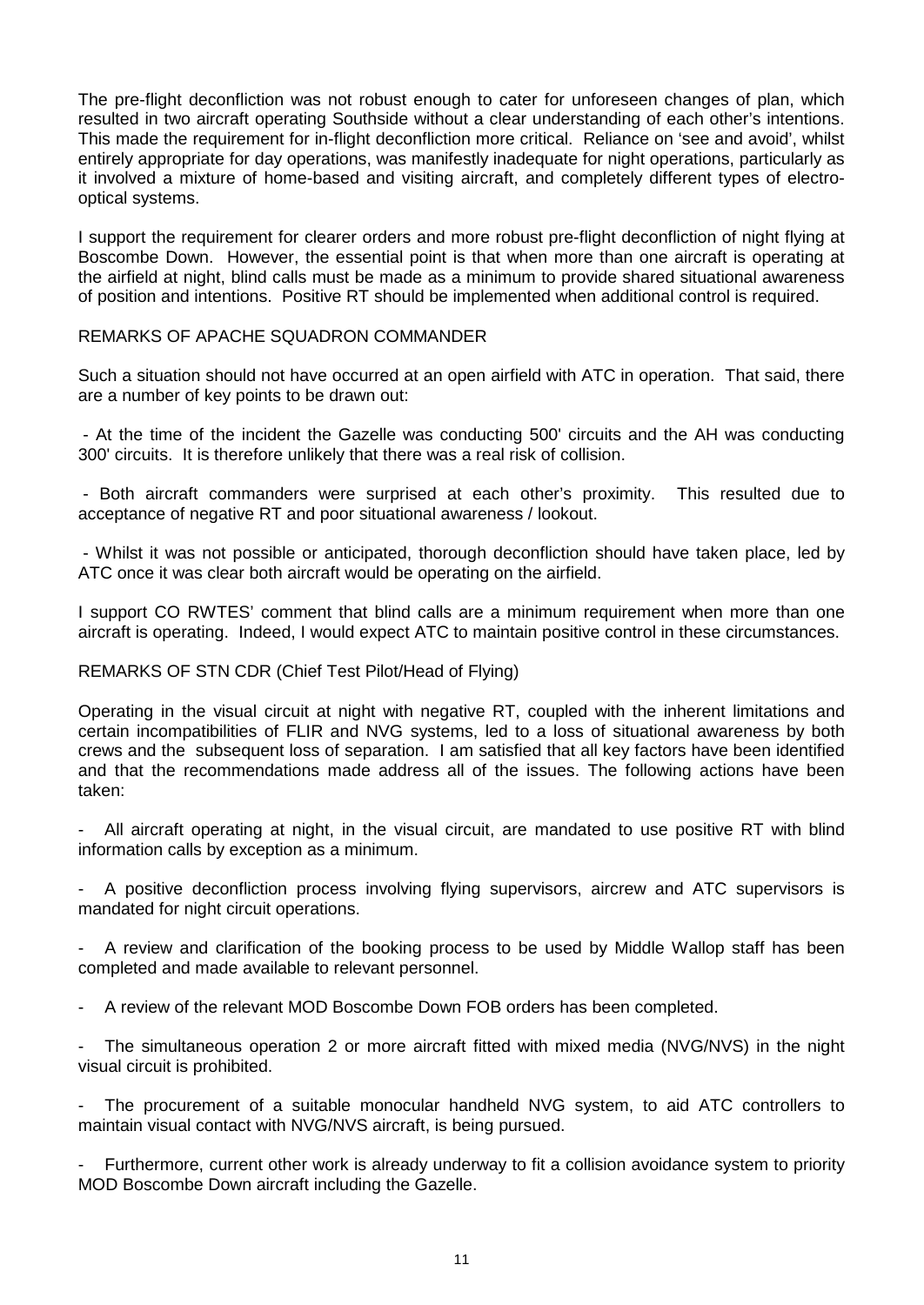The pre-flight deconfliction was not robust enough to cater for unforeseen changes of plan, which resulted in two aircraft operating Southside without a clear understanding of each other's intentions. This made the requirement for in-flight deconfliction more critical. Reliance on 'see and avoid', whilst entirely appropriate for day operations, was manifestly inadequate for night operations, particularly as it involved a mixture of home-based and visiting aircraft, and completely different types of electro-optical systems.

I support the requirement for clearer orders and more robust pre-flight deconfliction of night flying at Boscombe Down. However, the essential point is that when more than one aircraft is operating at the airfield at night, blind calls must be made as a minimum to provide shared situational awareness of position and intentions. Positive RT should be implemented when additional control is required.

## REMARKS OF APACHE SQUADRON COMMANDER

Such a situation should not have occurred at an open airfield with ATC in operation. That said, there are a number of key points to be drawn out:

- At the time of the incident the Gazelle was conducting 500' circuits and the AH was conducting 300' circuits. It is therefore unlikely that there was a real risk of collision.

- Both aircraft commanders were surprised at each other's proximity. This resulted due to acceptance of negative RT and poor situational awareness / lookout.

- Whilst it was not possible or anticipated, thorough deconfliction should have taken place, led by ATC once it was clear both aircraft would be operating on the airfield.

I support CO RWTES' comment that blind calls are a minimum requirement when more than one aircraft is operating. Indeed, I would expect ATC to maintain positive control in these circumstances.

## REMARKS OF STN CDR (Chief Test Pilot/Head of Flying)

Operating in the visual circuit at night with negative RT, coupled with the inherent limitations and certain incompatibilities of FLIR and NVG systems, led to a loss of situational awareness by both crews and the subsequent loss of separation. I am satisfied that all key factors have been identified and that the recommendations made address all of the issues. The following actions have been taken:

- All aircraft operating at night, in the visual circuit, are mandated to use positive RT with blind information calls by exception as a minimum.

- A positive deconfliction process involving flying supervisors, aircrew and ATC supervisors is mandated for night circuit operations.

- A review and clarification of the booking process to be used by Middle Wallop staff has been completed and made available to relevant personnel.

- A review of the relevant MOD Boscombe Down FOB orders has been completed.

- The simultaneous operation 2 or more aircraft fitted with mixed media (NVG/NVS) in the night visual circuit is prohibited.

- The procurement of a suitable monocular handheld NVG system, to aid ATC controllers to maintain visual contact with NVG/NVS aircraft, is being pursued.

- Furthermore, current other work is already underway to fit a collision avoidance system to priority MOD Boscombe Down aircraft including the Gazelle.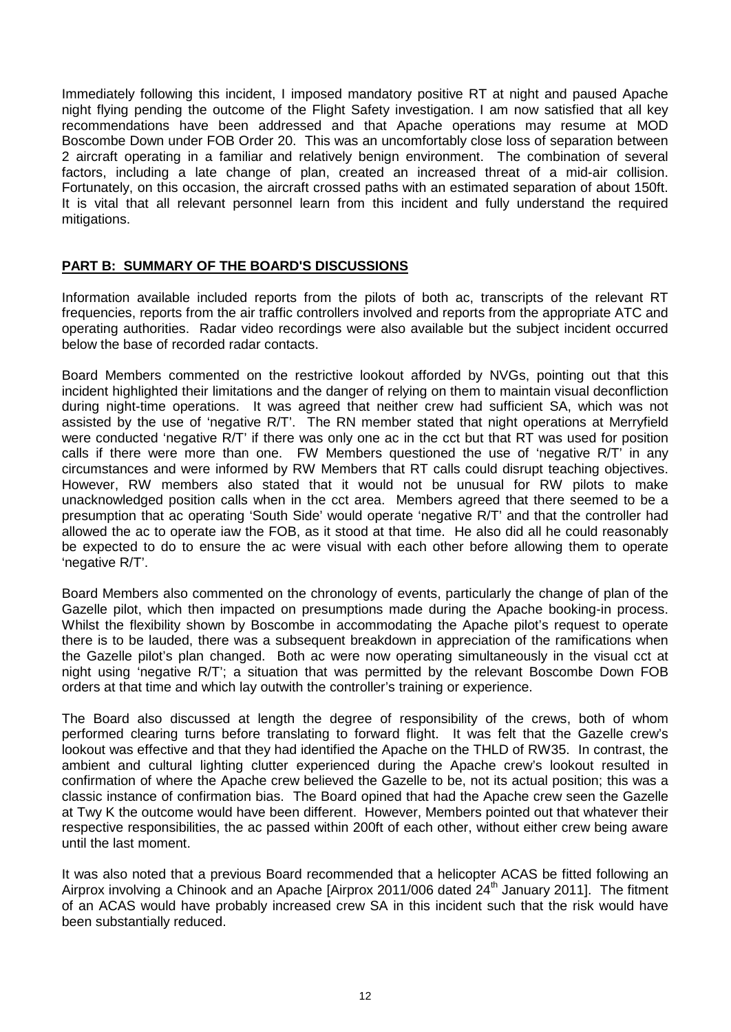Immediately following this incident, I imposed mandatory positive RT at night and paused Apache night flying pending the outcome of the Flight Safety investigation. I am now satisfied that all key recommendations have been addressed and that Apache operations may resume at MOD Boscombe Down under FOB Order 20. This was an uncomfortably close loss of separation between 2 aircraft operating in a familiar and relatively benign environment. The combination of several factors, including a late change of plan, created an increased threat of a mid-air collision. Fortunately, on this occasion, the aircraft crossed paths with an estimated separation of about 150ft. It is vital that all relevant personnel learn from this incident and fully understand the required mitigations.

## PART B: SUMMARY OF THE BOARD'S DISCUSSIONS

Information available included reports from the pilots of both ac, transcripts of the relevant RT frequencies, reports from the air traffic controllers involved and reports from the appropriate ATC and operating authorities. Radar video recordings were also available but the subject incident occurred below the base of recorded radar contacts.

Board Members commented on the restrictive lookout afforded by NVGs, pointing out that this incident highlighted their limitations and the danger of relying on them to maintain visual deconfliction during night-time operations. It was agreed that neither crew had sufficient SA, which was not assisted by the use of 'negative R/T'. The RN member stated that night operations at Merryfield were conducted 'negative R/T' if there was only one ac in the cct but that RT was used for position calls if there were more than one. FW Members questioned the use of 'negative R/T' in any circumstances and were informed by RW Members that RT calls could disrupt teaching objectives. However, RW members also stated that it would not be unusual for RW pilots to make unacknowledged position calls when in the cct area. Members agreed that there seemed to be a presumption that ac operating 'South Side' would operate 'negative R/T' and that the controller had allowed the ac to operate iaw the FOB, as it stood at that time. He also did all he could reasonably be expected to do to ensure the ac were visual with each other before allowing them to operate 'negative R/T'.

Board Members also commented on the chronology of events, particularly the change of plan of the Gazelle pilot, which then impacted on presumptions made during the Apache booking-in process. Whilst the flexibility shown by Boscombe in accommodating the Apache pilot's request to operate there is to be lauded, there was a subsequent breakdown in appreciation of the ramifications when the Gazelle pilot's plan changed. Both ac were now operating simultaneously in the visual cct at night using 'negative R/T'; a situation that was permitted by the relevant Boscombe Down FOB orders at that time and which lay outwith the controller's training or experience.

The Board also discussed at length the degree of responsibility of the crews, both of whom performed clearing turns before translating to forward flight. It was felt that the Gazelle crew's lookout was effective and that they had identified the Apache on the THLD of RW35. In contrast, the ambient and cultural lighting clutter experienced during the Apache crew's lookout resulted in confirmation of where the Apache crew believed the Gazelle to be, not its actual position; this was a classic instance of confirmation bias. The Board opined that had the Apache crew seen the Gazelle at Twy K the outcome would have been different. However, Members pointed out that whatever their respective responsibilities, the ac passed within 200ft of each other, without either crew being aware until the last moment.

It was also noted that a previous Board recommended that a helicopter ACAS be fitted following an Airprox involving a Chinook and an Apache [Airprox 2011/006 dated 24th January 2011]. The fitment of an ACAS would have probably increased crew SA in this incident such that the risk would have been substantially reduced.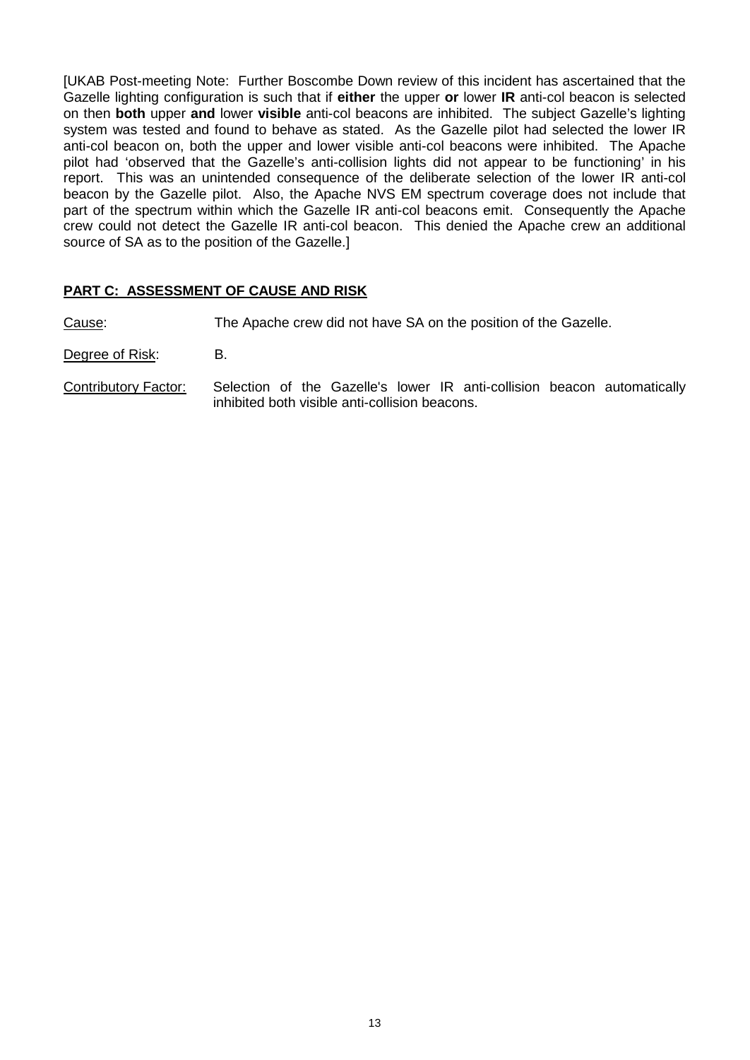[UKAB Post-meeting Note: Further Boscombe Down review of this incident has ascertained that the Gazelle lighting configuration is such that if **either** the upper **or** lower **IR** anti-col beacon is selected on then **both** upper **and** lower **visible** anti-col beacons are inhibited. The subject Gazelle's lighting system was tested and found to behave as stated. As the Gazelle pilot had selected the lower IR anti-col beacon on, both the upper and lower visible anti-col beacons were inhibited. The Apache pilot had 'observed that the Gazelle's anti-collision lights did not appear to be functioning' in his report. This was an unintended consequence of the deliberate selection of the lower IR anti-col beacon by the Gazelle pilot. Also, the Apache NVS EM spectrum coverage does not include that part of the spectrum within which the Gazelle IR anti-col beacons emit. Consequently the Apache crew could not detect the Gazelle IR anti-col beacon. This denied the Apache crew an additional source of SA as to the position of the Gazelle.]

## PART C: ASSESSMENT OF CAUSE AND RISK

Cause: The Apache crew did not have SA on the position of the Gazelle.

Degree of Risk: B.

Contributory Factor: Selection of the Gazelle's lower IR anti-collision beacon automatically inhibited both visible anti-collision beacons.